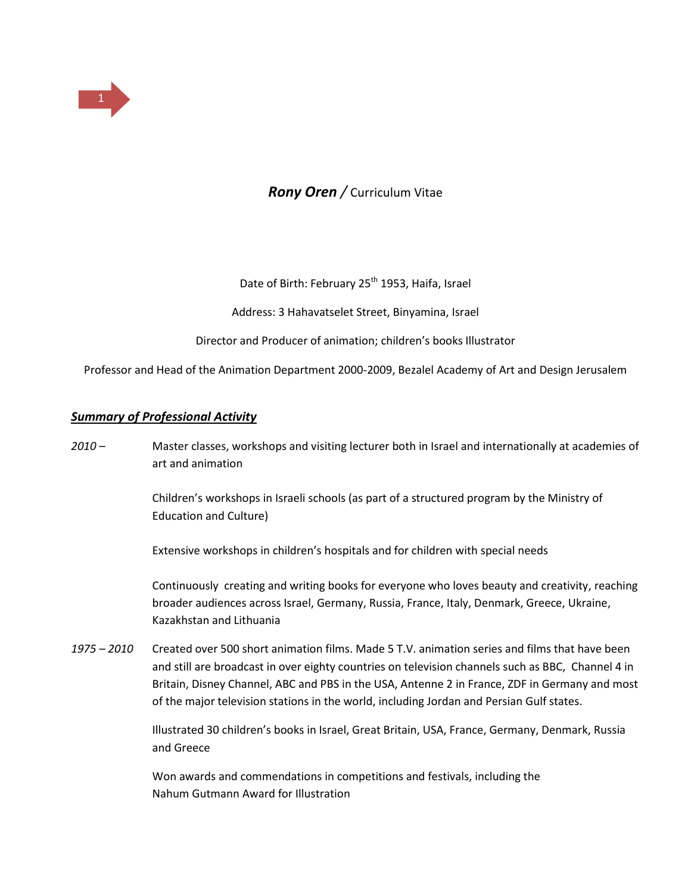# ***Rony Oren*** / Curriculum Vitae

Date of Birth: February 25th 1953, Haifa, Israel

Address: 3 Hahavatselet Street, Binyamina, Israel

Director and Producer of animation; children's books Illustrator

Professor and Head of the Animation Department 2000-2009, Bezalel Academy of Art and Design Jerusalem

## ***Summary of Professional Activity***

*2010 –* Master classes, workshops and visiting lecturer both in Israel and internationally at academies of art and animation

Children's workshops in Israeli schools (as part of a structured program by the Ministry of Education and Culture)

Extensive workshops in children's hospitals and for children with special needs

Continuously creating and writing books for everyone who loves beauty and creativity, reaching broader audiences across Israel, Germany, Russia, France, Italy, Denmark, Greece, Ukraine, Kazakhstan and Lithuania

*1975 – 2010* Created over 500 short animation films. Made 5 T.V. animation series and films that have been and still are broadcast in over eighty countries on television channels such as BBC, Channel 4 in Britain, Disney Channel, ABC and PBS in the USA, Antenne 2 in France, ZDF in Germany and most of the major television stations in the world, including Jordan and Persian Gulf states.

Illustrated 30 children's books in Israel, Great Britain, USA, France, Germany, Denmark, Russia and Greece

Won awards and commendations in competitions and festivals, including the Nahum Gutmann Award for Illustration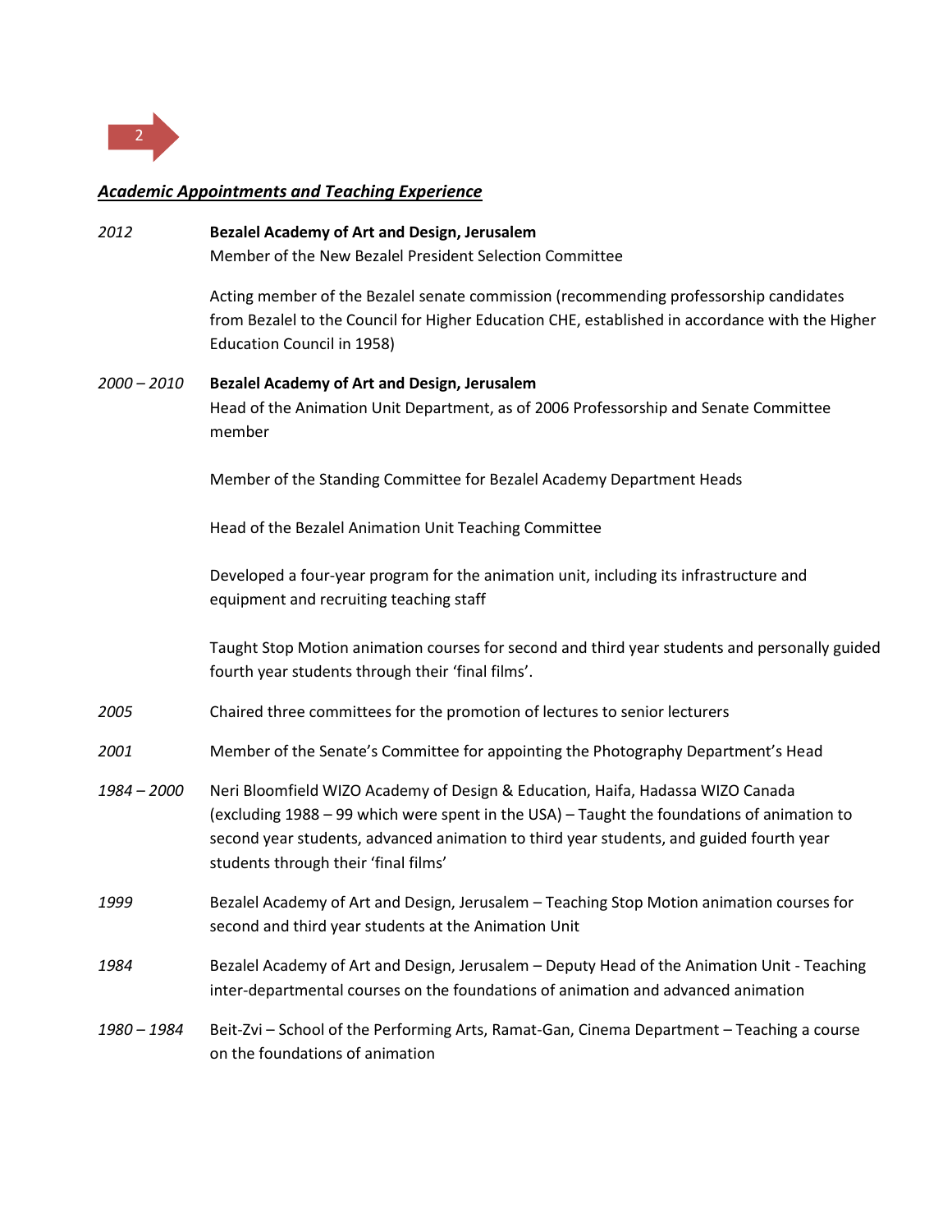***Academic Appointments and Teaching Experience***

*2012* **Bezalel Academy of Art and Design, Jerusalem**
Member of the New Bezalel President Selection Committee

Acting member of the Bezalel senate commission (recommending professorship candidates from Bezalel to the Council for Higher Education CHE, established in accordance with the Higher Education Council in 1958)

*2000 – 2010* **Bezalel Academy of Art and Design, Jerusalem**
Head of the Animation Unit Department, as of 2006 Professorship and Senate Committee member

Member of the Standing Committee for Bezalel Academy Department Heads

Head of the Bezalel Animation Unit Teaching Committee

Developed a four-year program for the animation unit, including its infrastructure and equipment and recruiting teaching staff

Taught Stop Motion animation courses for second and third year students and personally guided fourth year students through their 'final films'.

*2005* Chaired three committees for the promotion of lectures to senior lecturers

*2001* Member of the Senate's Committee for appointing the Photography Department's Head

*1984 – 2000* Neri Bloomfield WIZO Academy of Design & Education, Haifa, Hadassa WIZO Canada (excluding 1988 – 99 which were spent in the USA) – Taught the foundations of animation to second year students, advanced animation to third year students, and guided fourth year students through their 'final films'

*1999* Bezalel Academy of Art and Design, Jerusalem – Teaching Stop Motion animation courses for second and third year students at the Animation Unit

*1984* Bezalel Academy of Art and Design, Jerusalem – Deputy Head of the Animation Unit - Teaching inter-departmental courses on the foundations of animation and advanced animation

*1980 – 1984* Beit-Zvi – School of the Performing Arts, Ramat-Gan, Cinema Department – Teaching a course on the foundations of animation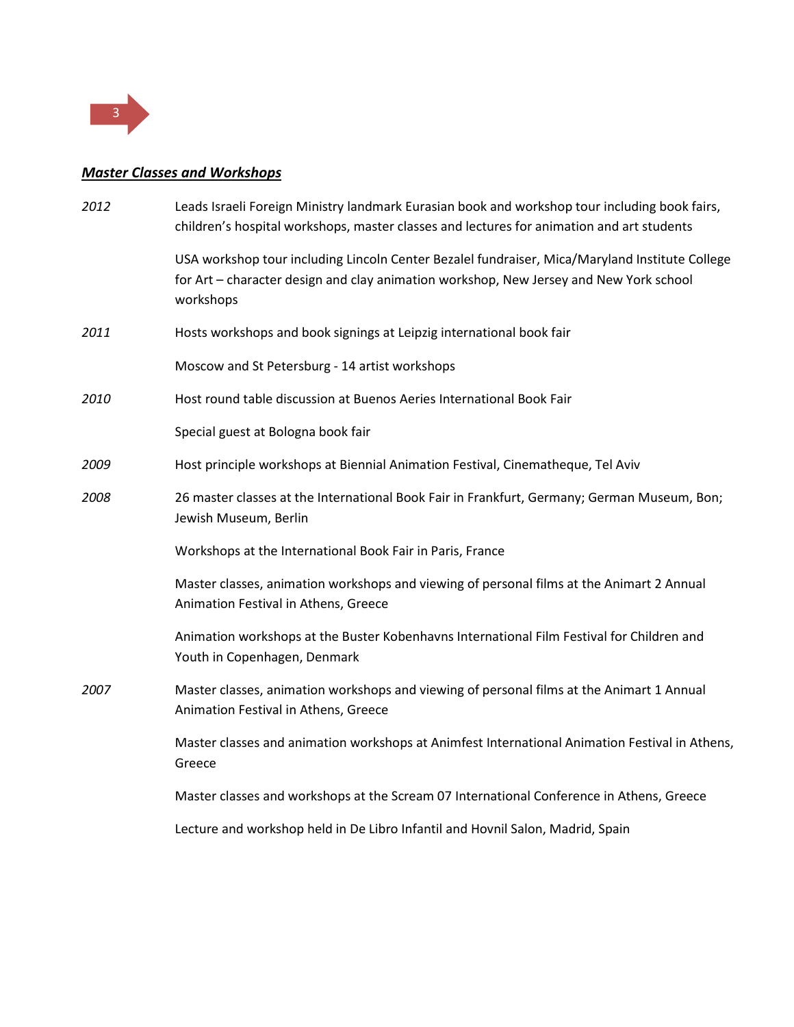***Master Classes and Workshops***

| | |
|---|---|
| *2012* | Leads Israeli Foreign Ministry landmark Eurasian book and workshop tour including book fairs, children's hospital workshops, master classes and lectures for animation and art students |
| | USA workshop tour including Lincoln Center Bezalel fundraiser, Mica/Maryland Institute College for Art – character design and clay animation workshop, New Jersey and New York school workshops |
| *2011* | Hosts workshops and book signings at Leipzig international book fair |
| | Moscow and St Petersburg - 14 artist workshops |
| *2010* | Host round table discussion at Buenos Aeries International Book Fair |
| | Special guest at Bologna book fair |
| *2009* | Host principle workshops at Biennial Animation Festival, Cinematheque, Tel Aviv |
| *2008* | 26 master classes at the International Book Fair in Frankfurt, Germany; German Museum, Bon; Jewish Museum, Berlin |
| | Workshops at the International Book Fair in Paris, France |
| | Master classes, animation workshops and viewing of personal films at the Animart 2 Annual Animation Festival in Athens, Greece |
| | Animation workshops at the Buster Kobenhavns International Film Festival for Children and Youth in Copenhagen, Denmark |
| *2007* | Master classes, animation workshops and viewing of personal films at the Animart 1 Annual Animation Festival in Athens, Greece |
| | Master classes and animation workshops at Animfest International Animation Festival in Athens, Greece |
| | Master classes and workshops at the Scream 07 International Conference in Athens, Greece |
| | Lecture and workshop held in De Libro Infantil and Hovnil Salon, Madrid, Spain |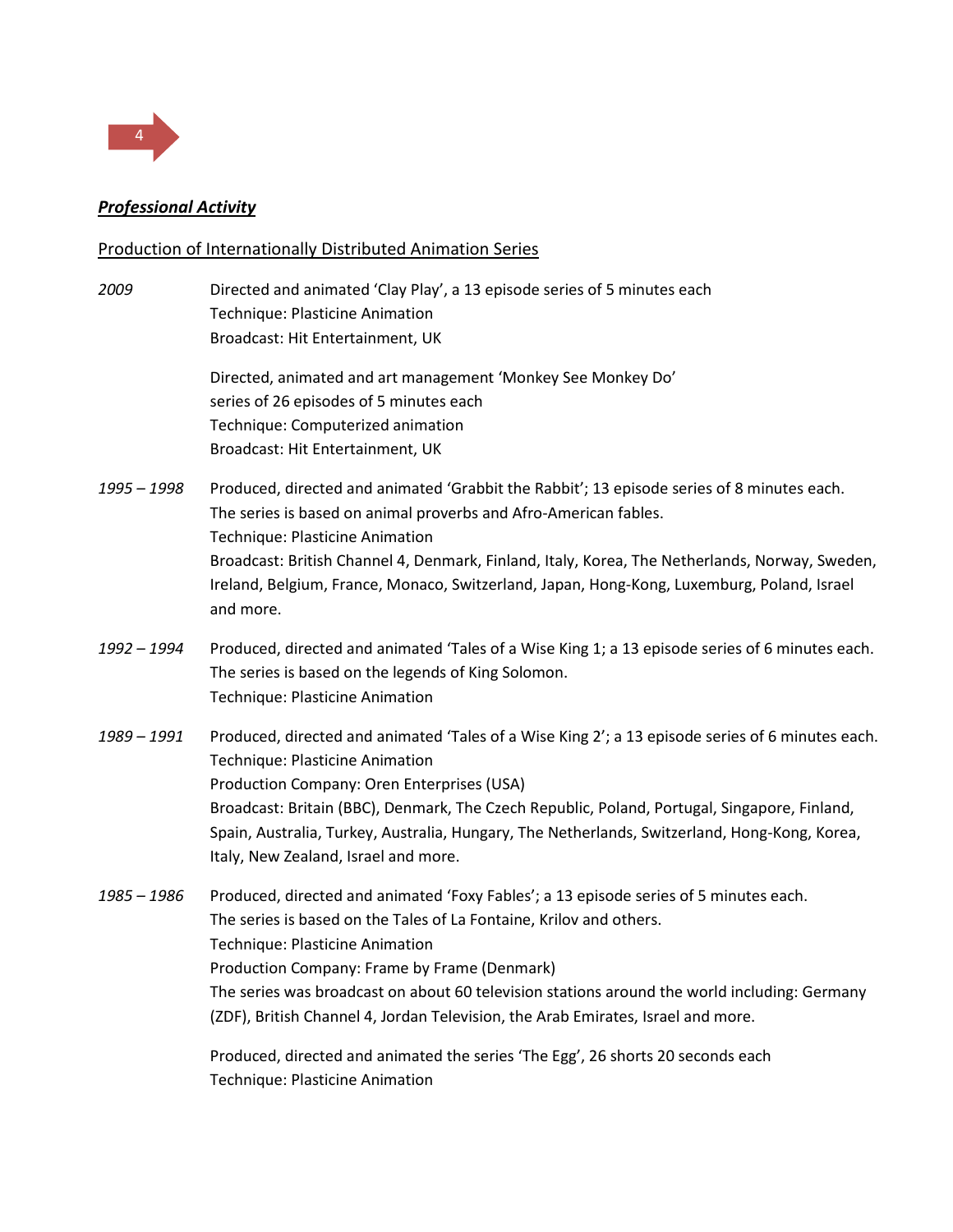***Professional Activity***

Production of Internationally Distributed Animation Series

*2009* Directed and animated 'Clay Play', a 13 episode series of 5 minutes each
Technique: Plasticine Animation
Broadcast: Hit Entertainment, UK

Directed, animated and art management 'Monkey See Monkey Do' series of 26 episodes of 5 minutes each
Technique: Computerized animation
Broadcast: Hit Entertainment, UK

*1995 – 1998* Produced, directed and animated 'Grabbit the Rabbit'; 13 episode series of 8 minutes each. The series is based on animal proverbs and Afro-American fables.
Technique: Plasticine Animation
Broadcast: British Channel 4, Denmark, Finland, Italy, Korea, The Netherlands, Norway, Sweden, Ireland, Belgium, France, Monaco, Switzerland, Japan, Hong-Kong, Luxemburg, Poland, Israel and more.

*1992 – 1994* Produced, directed and animated 'Tales of a Wise King 1; a 13 episode series of 6 minutes each. The series is based on the legends of King Solomon.
Technique: Plasticine Animation

*1989 – 1991* Produced, directed and animated 'Tales of a Wise King 2'; a 13 episode series of 6 minutes each.
Technique: Plasticine Animation
Production Company: Oren Enterprises (USA)
Broadcast: Britain (BBC), Denmark, The Czech Republic, Poland, Portugal, Singapore, Finland, Spain, Australia, Turkey, Australia, Hungary, The Netherlands, Switzerland, Hong-Kong, Korea, Italy, New Zealand, Israel and more.

*1985 – 1986* Produced, directed and animated 'Foxy Fables'; a 13 episode series of 5 minutes each. The series is based on the Tales of La Fontaine, Krilov and others.
Technique: Plasticine Animation
Production Company: Frame by Frame (Denmark)
The series was broadcast on about 60 television stations around the world including: Germany (ZDF), British Channel 4, Jordan Television, the Arab Emirates, Israel and more.

Produced, directed and animated the series 'The Egg', 26 shorts 20 seconds each
Technique: Plasticine Animation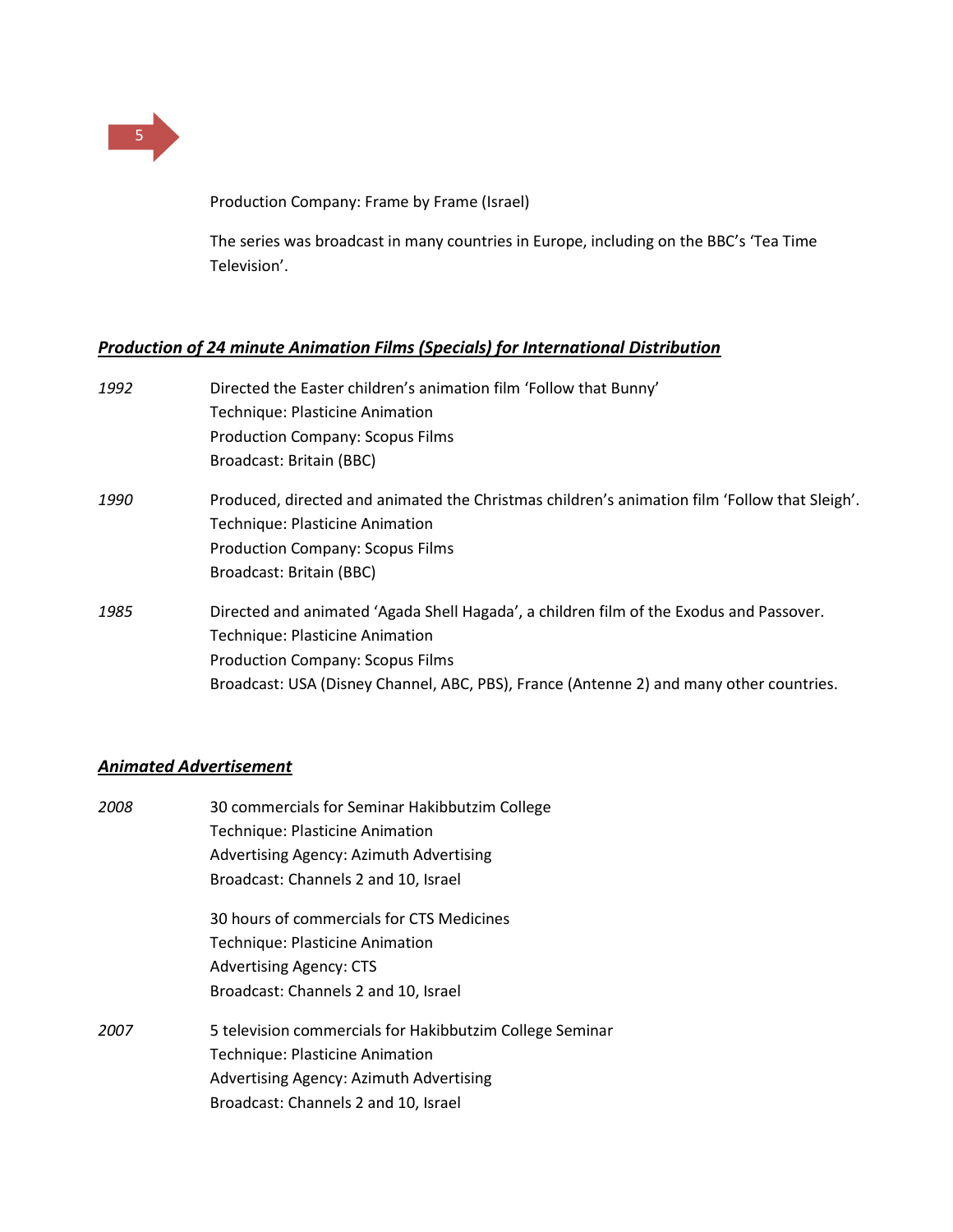Production Company: Frame by Frame (Israel)

The series was broadcast in many countries in Europe, including on the BBC's 'Tea Time Television'.

## ***Production of 24 minute Animation Films (Specials) for International Distribution***

*1992* Directed the Easter children's animation film 'Follow that Bunny'
Technique: Plasticine Animation
Production Company: Scopus Films
Broadcast: Britain (BBC)

*1990* Produced, directed and animated the Christmas children's animation film 'Follow that Sleigh'.
Technique: Plasticine Animation
Production Company: Scopus Films
Broadcast: Britain (BBC)

*1985* Directed and animated 'Agada Shell Hagada', a children film of the Exodus and Passover.
Technique: Plasticine Animation
Production Company: Scopus Films
Broadcast: USA (Disney Channel, ABC, PBS), France (Antenne 2) and many other countries.

## ***Animated Advertisement***

*2008* 30 commercials for Seminar Hakibbutzim College
Technique: Plasticine Animation
Advertising Agency: Azimuth Advertising
Broadcast: Channels 2 and 10, Israel

30 hours of commercials for CTS Medicines
Technique: Plasticine Animation
Advertising Agency: CTS
Broadcast: Channels 2 and 10, Israel

*2007* 5 television commercials for Hakibbutzim College Seminar
Technique: Plasticine Animation
Advertising Agency: Azimuth Advertising
Broadcast: Channels 2 and 10, Israel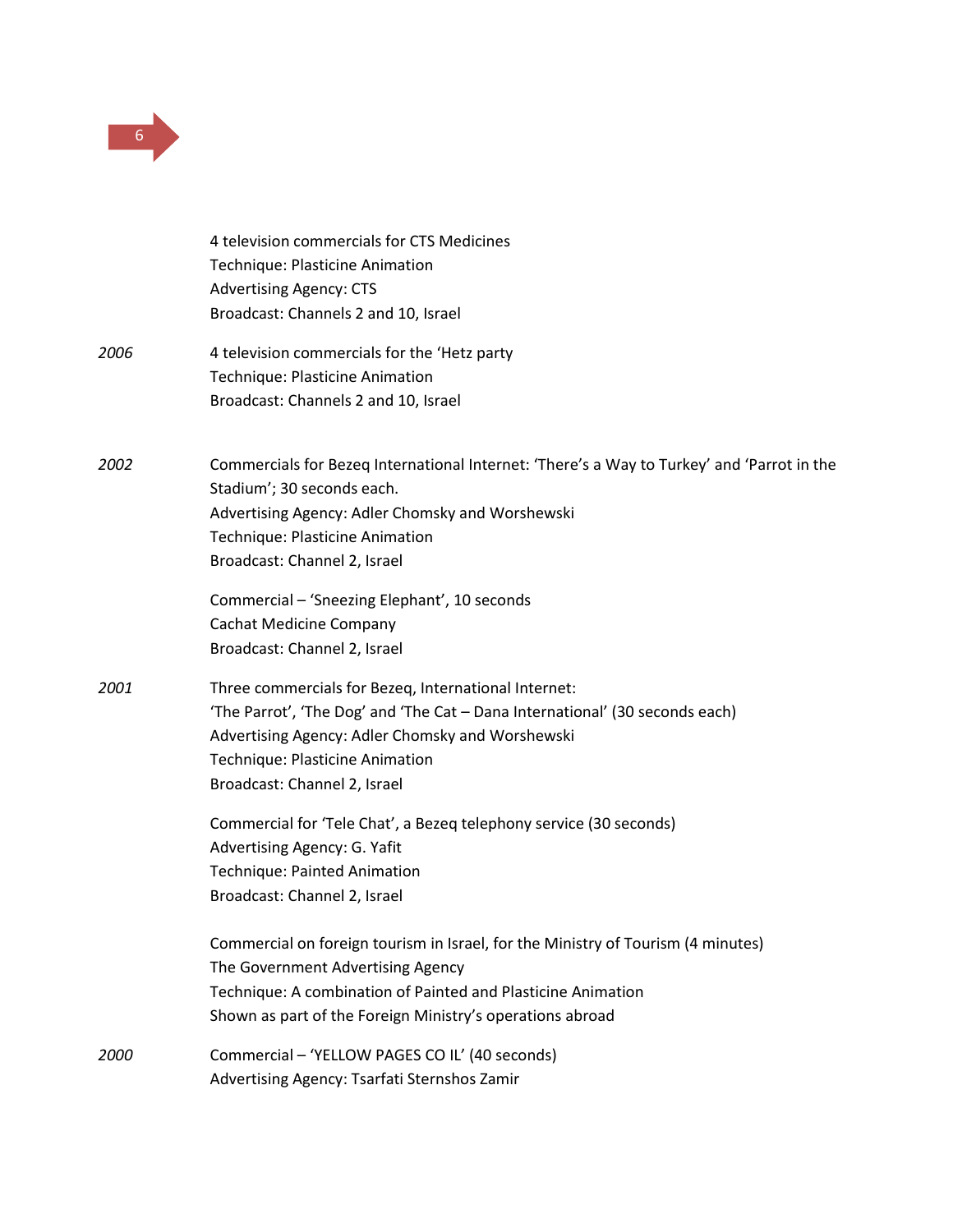4 television commercials for CTS Medicines
Technique: Plasticine Animation
Advertising Agency: CTS
Broadcast: Channels 2 and 10, Israel

*2006*

4 television commercials for the 'Hetz party
Technique: Plasticine Animation
Broadcast: Channels 2 and 10, Israel

*2002*

Commercials for Bezeq International Internet: 'There's a Way to Turkey' and 'Parrot in the Stadium'; 30 seconds each.
Advertising Agency: Adler Chomsky and Worshewski
Technique: Plasticine Animation
Broadcast: Channel 2, Israel

Commercial – 'Sneezing Elephant', 10 seconds
Cachat Medicine Company
Broadcast: Channel 2, Israel

*2001*

Three commercials for Bezeq, International Internet:
'The Parrot', 'The Dog' and 'The Cat – Dana International' (30 seconds each)
Advertising Agency: Adler Chomsky and Worshewski
Technique: Plasticine Animation
Broadcast: Channel 2, Israel

Commercial for 'Tele Chat', a Bezeq telephony service (30 seconds)
Advertising Agency: G. Yafit
Technique: Painted Animation
Broadcast: Channel 2, Israel

Commercial on foreign tourism in Israel, for the Ministry of Tourism (4 minutes)
The Government Advertising Agency
Technique: A combination of Painted and Plasticine Animation
Shown as part of the Foreign Ministry's operations abroad

*2000*

Commercial – 'YELLOW PAGES CO IL' (40 seconds)
Advertising Agency: Tsarfati Sternshos Zamir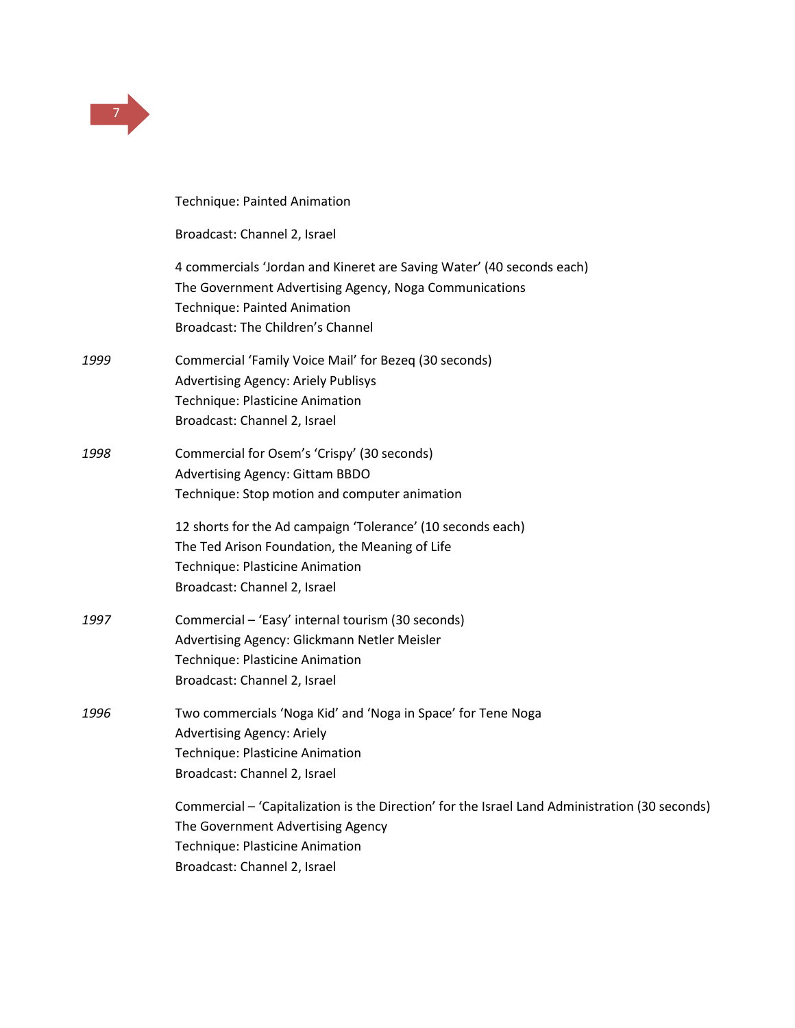Technique: Painted Animation

Broadcast: Channel 2, Israel

4 commercials ‘Jordan and Kineret are Saving Water’ (40 seconds each)
The Government Advertising Agency, Noga Communications
Technique: Painted Animation
Broadcast: The Children’s Channel

*1999*

Commercial ‘Family Voice Mail’ for Bezeq (30 seconds)
Advertising Agency: Ariely Publisys
Technique: Plasticine Animation
Broadcast: Channel 2, Israel

*1998*

Commercial for Osem’s ‘Crispy’ (30 seconds)
Advertising Agency: Gittam BBDO
Technique: Stop motion and computer animation

12 shorts for the Ad campaign ‘Tolerance’ (10 seconds each)
The Ted Arison Foundation, the Meaning of Life
Technique: Plasticine Animation
Broadcast: Channel 2, Israel

*1997*

Commercial – ‘Easy’ internal tourism (30 seconds)
Advertising Agency: Glickmann Netler Meisler
Technique: Plasticine Animation
Broadcast: Channel 2, Israel

*1996*

Two commercials ‘Noga Kid’ and ‘Noga in Space’ for Tene Noga
Advertising Agency: Ariely
Technique: Plasticine Animation
Broadcast: Channel 2, Israel

Commercial – ‘Capitalization is the Direction’ for the Israel Land Administration (30 seconds)
The Government Advertising Agency
Technique: Plasticine Animation
Broadcast: Channel 2, Israel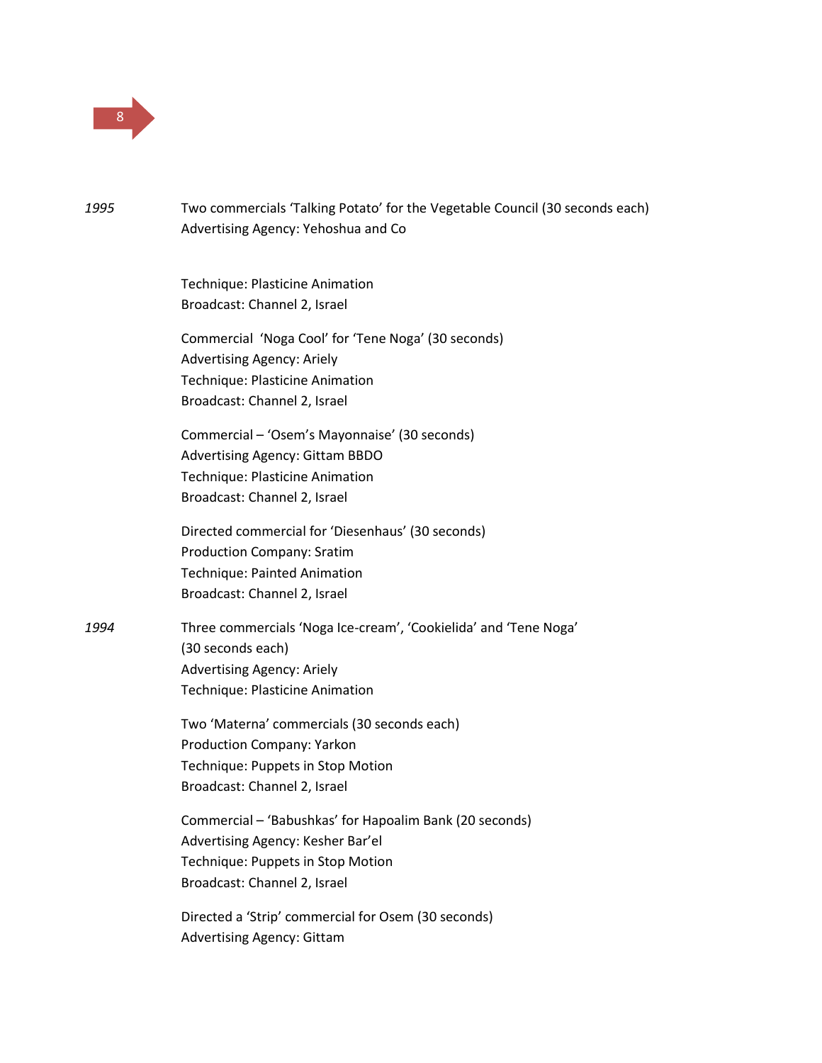*1995* Two commercials 'Talking Potato' for the Vegetable Council (30 seconds each)
Advertising Agency: Yehoshua and Co

Technique: Plasticine Animation
Broadcast: Channel 2, Israel

Commercial 'Noga Cool' for 'Tene Noga' (30 seconds)
Advertising Agency: Ariely
Technique: Plasticine Animation
Broadcast: Channel 2, Israel

Commercial – 'Osem's Mayonnaise' (30 seconds)
Advertising Agency: Gittam BBDO
Technique: Plasticine Animation
Broadcast: Channel 2, Israel

Directed commercial for 'Diesenhaus' (30 seconds)
Production Company: Sratim
Technique: Painted Animation
Broadcast: Channel 2, Israel

*1994* Three commercials 'Noga Ice-cream', 'Cookielida' and 'Tene Noga'
(30 seconds each)
Advertising Agency: Ariely
Technique: Plasticine Animation

Two 'Materna' commercials (30 seconds each)
Production Company: Yarkon
Technique: Puppets in Stop Motion
Broadcast: Channel 2, Israel

Commercial – 'Babushkas' for Hapoalim Bank (20 seconds)
Advertising Agency: Kesher Bar'el
Technique: Puppets in Stop Motion
Broadcast: Channel 2, Israel

Directed a 'Strip' commercial for Osem (30 seconds)
Advertising Agency: Gittam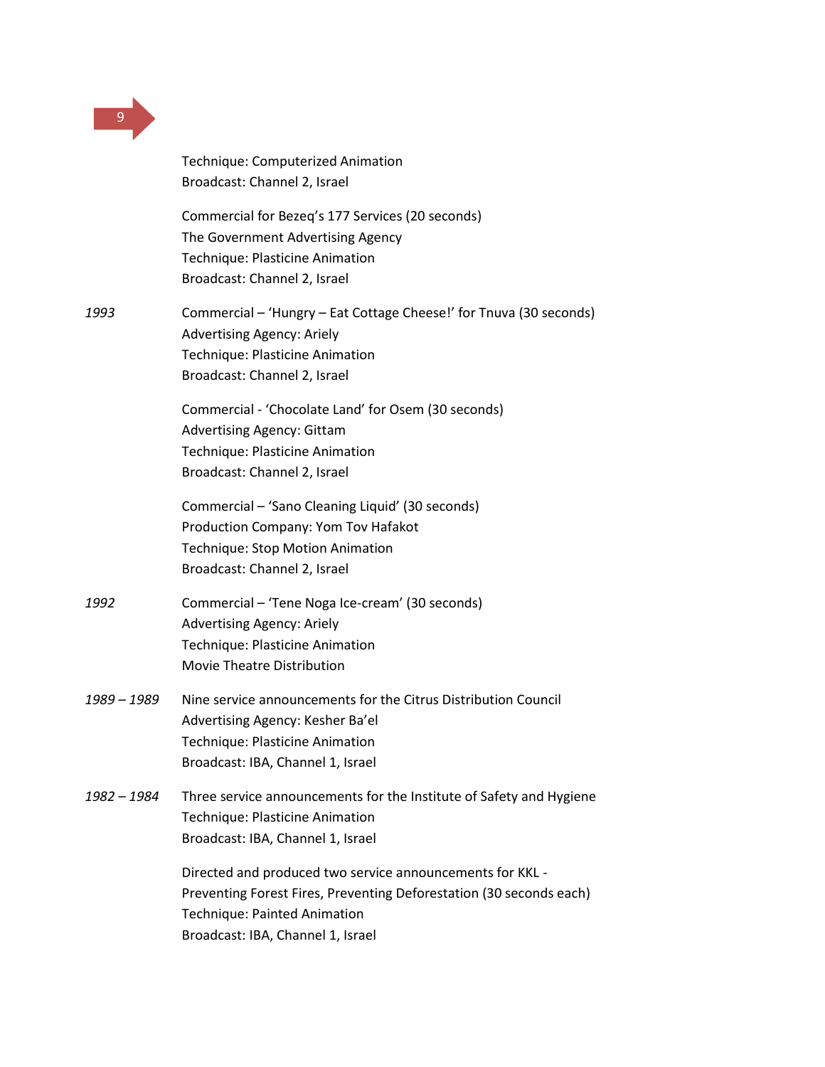Technique: Computerized Animation
Broadcast: Channel 2, Israel

Commercial for Bezeq's 177 Services (20 seconds)
The Government Advertising Agency
Technique: Plasticine Animation
Broadcast: Channel 2, Israel

*1993* Commercial – 'Hungry – Eat Cottage Cheese!' for Tnuva (30 seconds)
Advertising Agency: Ariely
Technique: Plasticine Animation
Broadcast: Channel 2, Israel

Commercial - 'Chocolate Land' for Osem (30 seconds)
Advertising Agency: Gittam
Technique: Plasticine Animation
Broadcast: Channel 2, Israel

Commercial – 'Sano Cleaning Liquid' (30 seconds)
Production Company: Yom Tov Hafakot
Technique: Stop Motion Animation
Broadcast: Channel 2, Israel

*1992* Commercial – 'Tene Noga Ice-cream' (30 seconds)
Advertising Agency: Ariely
Technique: Plasticine Animation
Movie Theatre Distribution

*1989 – 1989* Nine service announcements for the Citrus Distribution Council
Advertising Agency: Kesher Ba'el
Technique: Plasticine Animation
Broadcast: IBA, Channel 1, Israel

*1982 – 1984* Three service announcements for the Institute of Safety and Hygiene
Technique: Plasticine Animation
Broadcast: IBA, Channel 1, Israel

Directed and produced two service announcements for KKL - Preventing Forest Fires, Preventing Deforestation (30 seconds each)
Technique: Painted Animation
Broadcast: IBA, Channel 1, Israel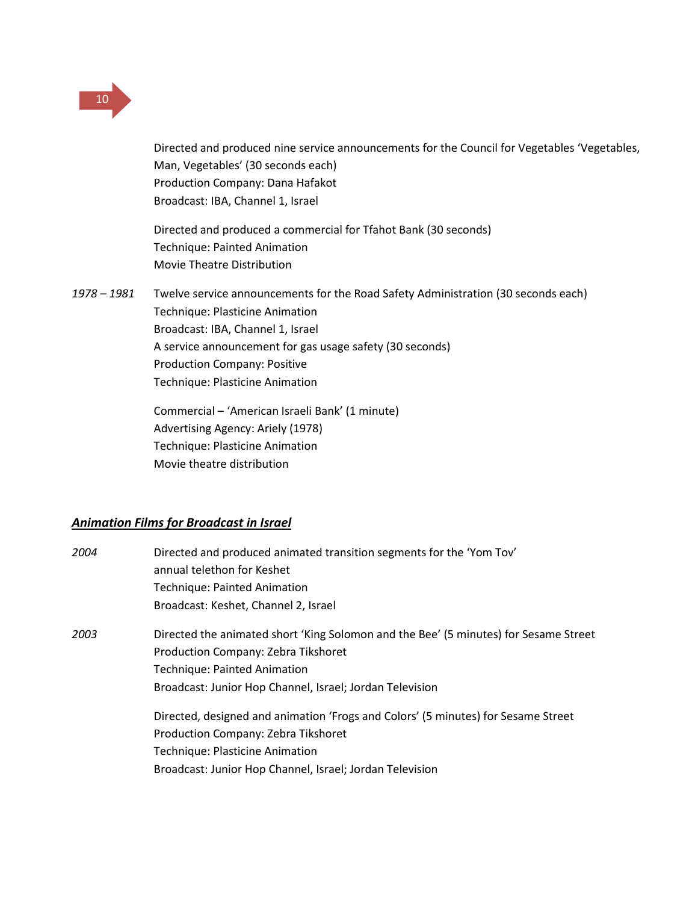Directed and produced nine service announcements for the Council for Vegetables 'Vegetables, Man, Vegetables' (30 seconds each)
Production Company: Dana Hafakot
Broadcast: IBA, Channel 1, Israel

Directed and produced a commercial for Tfahot Bank (30 seconds)
Technique: Painted Animation
Movie Theatre Distribution

*1978 – 1981* Twelve service announcements for the Road Safety Administration (30 seconds each)
Technique: Plasticine Animation
Broadcast: IBA, Channel 1, Israel
A service announcement for gas usage safety (30 seconds)
Production Company: Positive
Technique: Plasticine Animation

Commercial – 'American Israeli Bank' (1 minute)
Advertising Agency: Ariely (1978)
Technique: Plasticine Animation
Movie theatre distribution

***Animation Films for Broadcast in Israel***

*2004* Directed and produced animated transition segments for the 'Yom Tov' annual telethon for Keshet
Technique: Painted Animation
Broadcast: Keshet, Channel 2, Israel

*2003* Directed the animated short 'King Solomon and the Bee' (5 minutes) for Sesame Street
Production Company: Zebra Tikshoret
Technique: Painted Animation
Broadcast: Junior Hop Channel, Israel; Jordan Television

Directed, designed and animation 'Frogs and Colors' (5 minutes) for Sesame Street
Production Company: Zebra Tikshoret
Technique: Plasticine Animation
Broadcast: Junior Hop Channel, Israel; Jordan Television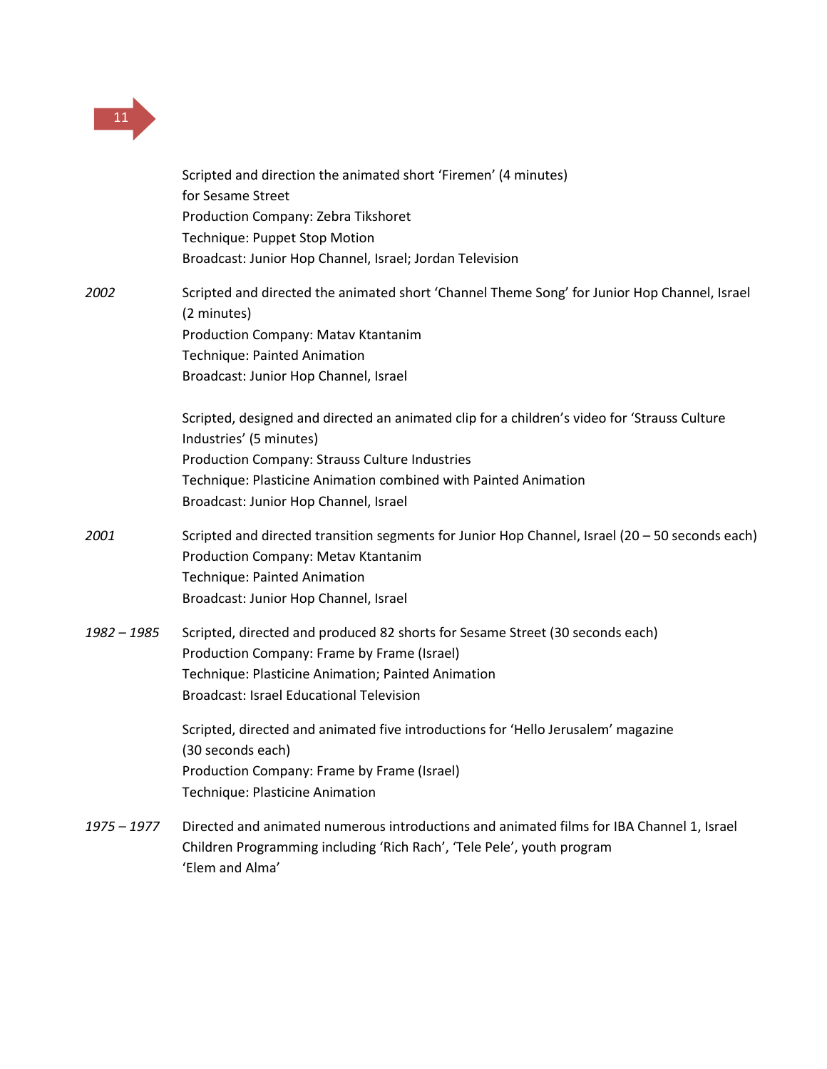Scripted and direction the animated short 'Firemen' (4 minutes) for Sesame Street
Production Company: Zebra Tikshoret
Technique: Puppet Stop Motion
Broadcast: Junior Hop Channel, Israel; Jordan Television

*2002*

Scripted and directed the animated short 'Channel Theme Song' for Junior Hop Channel, Israel (2 minutes)
Production Company: Matav Ktantanim
Technique: Painted Animation
Broadcast: Junior Hop Channel, Israel

Scripted, designed and directed an animated clip for a children's video for 'Strauss Culture Industries' (5 minutes)
Production Company: Strauss Culture Industries
Technique: Plasticine Animation combined with Painted Animation
Broadcast: Junior Hop Channel, Israel

*2001*

Scripted and directed transition segments for Junior Hop Channel, Israel (20 – 50 seconds each)
Production Company: Metav Ktantanim
Technique: Painted Animation
Broadcast: Junior Hop Channel, Israel

*1982 – 1985*

Scripted, directed and produced 82 shorts for Sesame Street (30 seconds each)
Production Company: Frame by Frame (Israel)
Technique: Plasticine Animation; Painted Animation
Broadcast: Israel Educational Television

Scripted, directed and animated five introductions for 'Hello Jerusalem' magazine (30 seconds each)
Production Company: Frame by Frame (Israel)
Technique: Plasticine Animation

*1975 – 1977*

Directed and animated numerous introductions and animated films for IBA Channel 1, Israel Children Programming including 'Rich Rach', 'Tele Pele', youth program 'Elem and Alma'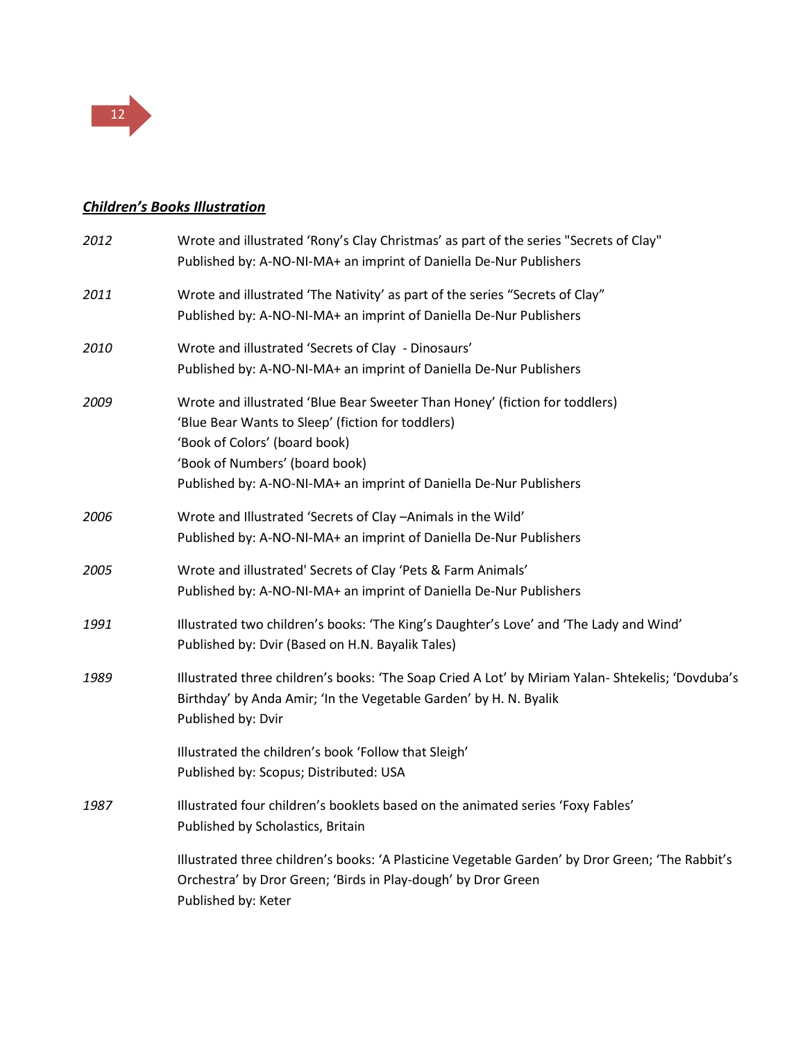***<u>Children's Books Illustration</u>***

| | |
|---|---|
| *2012* | Wrote and illustrated 'Rony's Clay Christmas' as part of the series "Secrets of Clay"<br>Published by: A-NO-NI-MA+ an imprint of Daniella De-Nur Publishers |
| *2011* | Wrote and illustrated 'The Nativity' as part of the series "Secrets of Clay"<br>Published by: A-NO-NI-MA+ an imprint of Daniella De-Nur Publishers |
| *2010* | Wrote and illustrated 'Secrets of Clay  - Dinosaurs'<br>Published by: A-NO-NI-MA+ an imprint of Daniella De-Nur Publishers |
| *2009* | Wrote and illustrated 'Blue Bear Sweeter Than Honey' (fiction for toddlers)<br>'Blue Bear Wants to Sleep' (fiction for toddlers)<br>'Book of Colors' (board book)<br>'Book of Numbers' (board book)<br>Published by: A-NO-NI-MA+ an imprint of Daniella De-Nur Publishers |
| *2006* | Wrote and Illustrated 'Secrets of Clay –Animals in the Wild'<br>Published by: A-NO-NI-MA+ an imprint of Daniella De-Nur Publishers |
| *2005* | Wrote and illustrated' Secrets of Clay 'Pets & Farm Animals'<br>Published by: A-NO-NI-MA+ an imprint of Daniella De-Nur Publishers |
| *1991* | Illustrated two children's books: 'The King's Daughter's Love' and 'The Lady and Wind'<br>Published by: Dvir (Based on H.N. Bayalik Tales) |
| *1989* | Illustrated three children's books: 'The Soap Cried A Lot' by Miriam Yalan- Shtekelis; 'Dovduba's Birthday' by Anda Amir; 'In the Vegetable Garden' by H. N. Byalik<br>Published by: Dvir |
| | Illustrated the children's book 'Follow that Sleigh'<br>Published by: Scopus; Distributed: USA |
| *1987* | Illustrated four children's booklets based on the animated series 'Foxy Fables'<br>Published by Scholastics, Britain |
| | Illustrated three children's books: 'A Plasticine Vegetable Garden' by Dror Green; 'The Rabbit's Orchestra' by Dror Green; 'Birds in Play-dough' by Dror Green<br>Published by: Keter |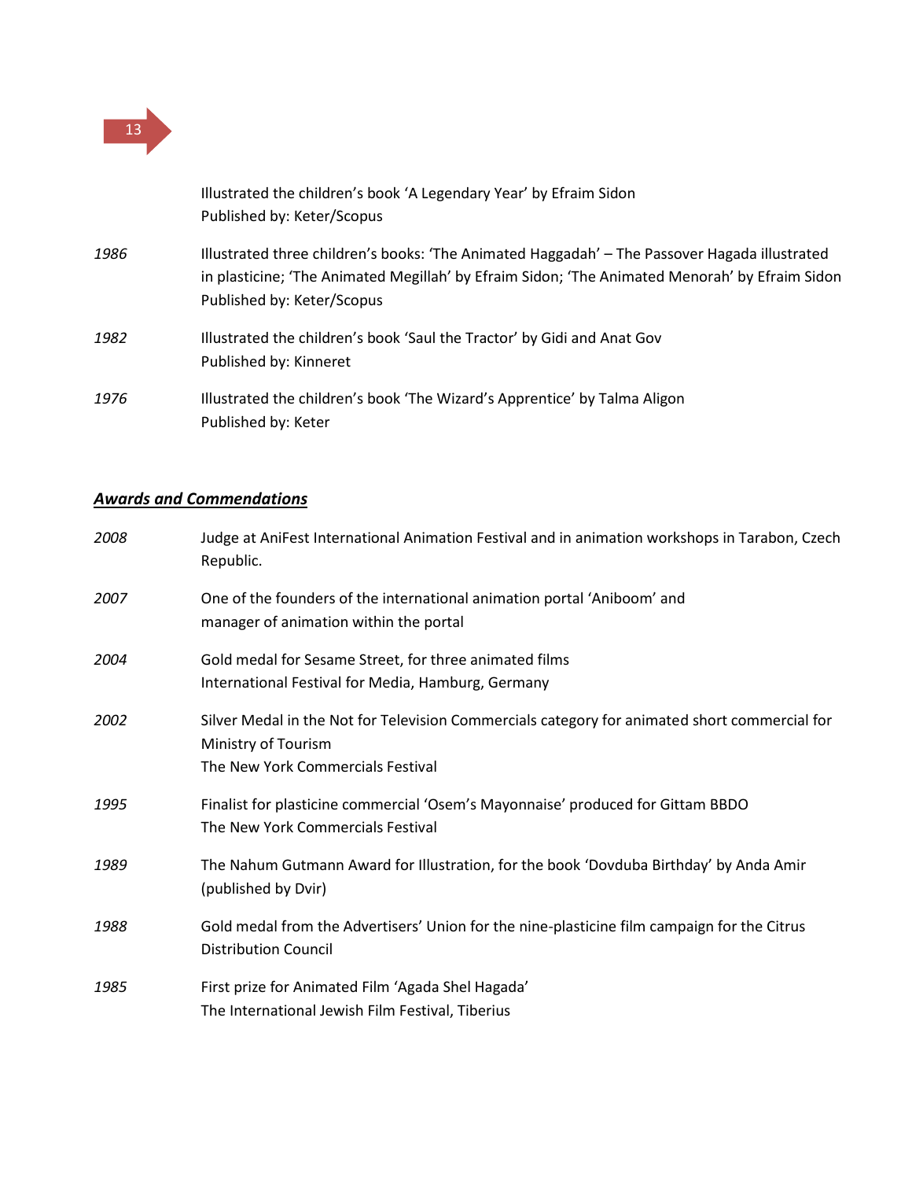Illustrated the children's book 'A Legendary Year' by Efraim Sidon
Published by: Keter/Scopus

*1986* Illustrated three children's books: 'The Animated Haggadah' – The Passover Hagada illustrated in plasticine; 'The Animated Megillah' by Efraim Sidon; 'The Animated Menorah' by Efraim Sidon
Published by: Keter/Scopus

*1982* Illustrated the children's book 'Saul the Tractor' by Gidi and Anat Gov
Published by: Kinneret

*1976* Illustrated the children's book 'The Wizard's Apprentice' by Talma Aligon
Published by: Keter

## ***Awards and Commendations***

*2008* Judge at AniFest International Animation Festival and in animation workshops in Tarabon, Czech Republic.

*2007* One of the founders of the international animation portal 'Aniboom' and manager of animation within the portal

*2004* Gold medal for Sesame Street, for three animated films
International Festival for Media, Hamburg, Germany

*2002* Silver Medal in the Not for Television Commercials category for animated short commercial for Ministry of Tourism
The New York Commercials Festival

*1995* Finalist for plasticine commercial 'Osem's Mayonnaise' produced for Gittam BBDO
The New York Commercials Festival

*1989* The Nahum Gutmann Award for Illustration, for the book 'Dovduba Birthday' by Anda Amir (published by Dvir)

*1988* Gold medal from the Advertisers' Union for the nine-plasticine film campaign for the Citrus Distribution Council

*1985* First prize for Animated Film 'Agada Shel Hagada'
The International Jewish Film Festival, Tiberius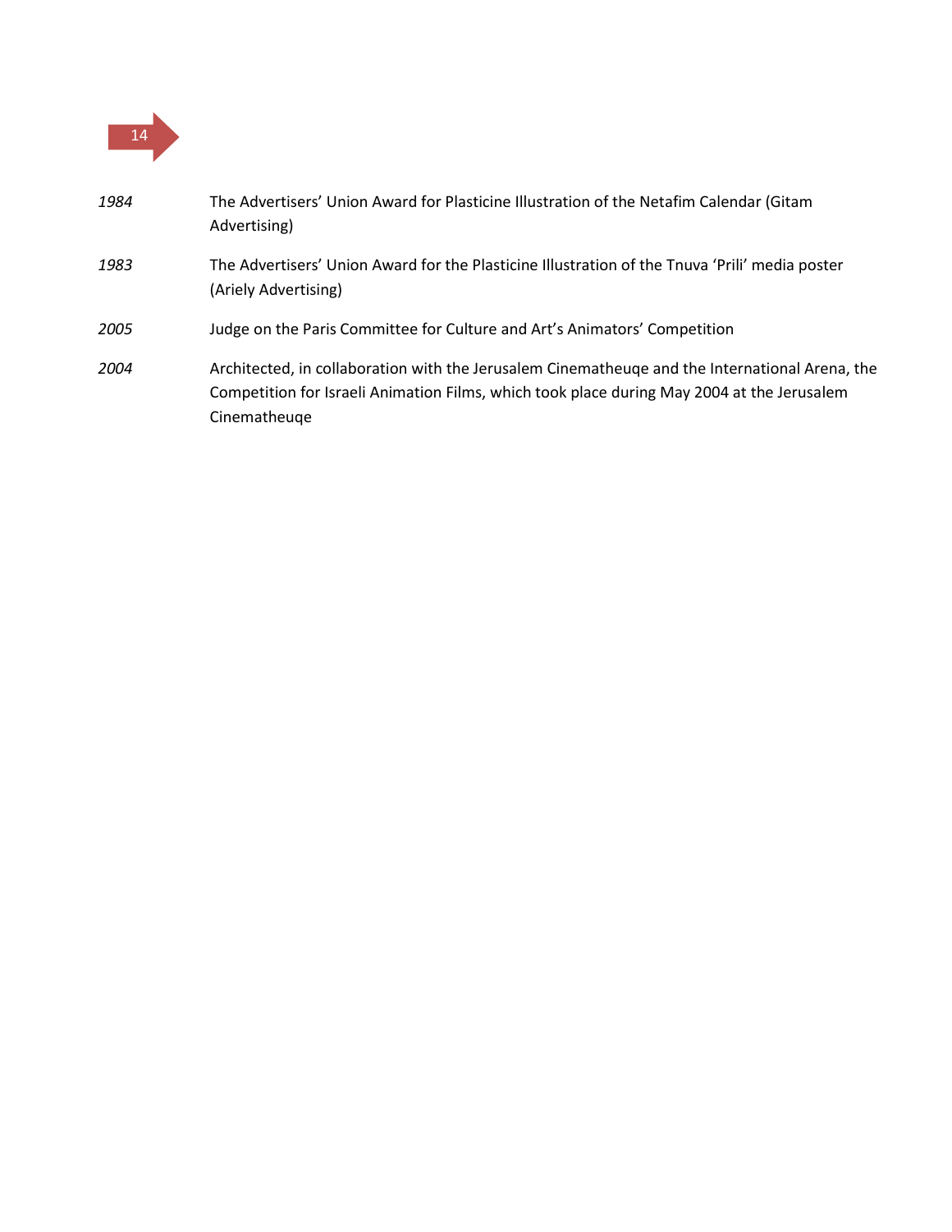*1984* The Advertisers' Union Award for Plasticine Illustration of the Netafim Calendar (Gitam Advertising)

*1983* The Advertisers' Union Award for the Plasticine Illustration of the Tnuva 'Prili' media poster (Ariely Advertising)

*2005* Judge on the Paris Committee for Culture and Art's Animators' Competition

*2004* Architected, in collaboration with the Jerusalem Cinematheuqe and the International Arena, the Competition for Israeli Animation Films, which took place during May 2004 at the Jerusalem Cinematheuqe